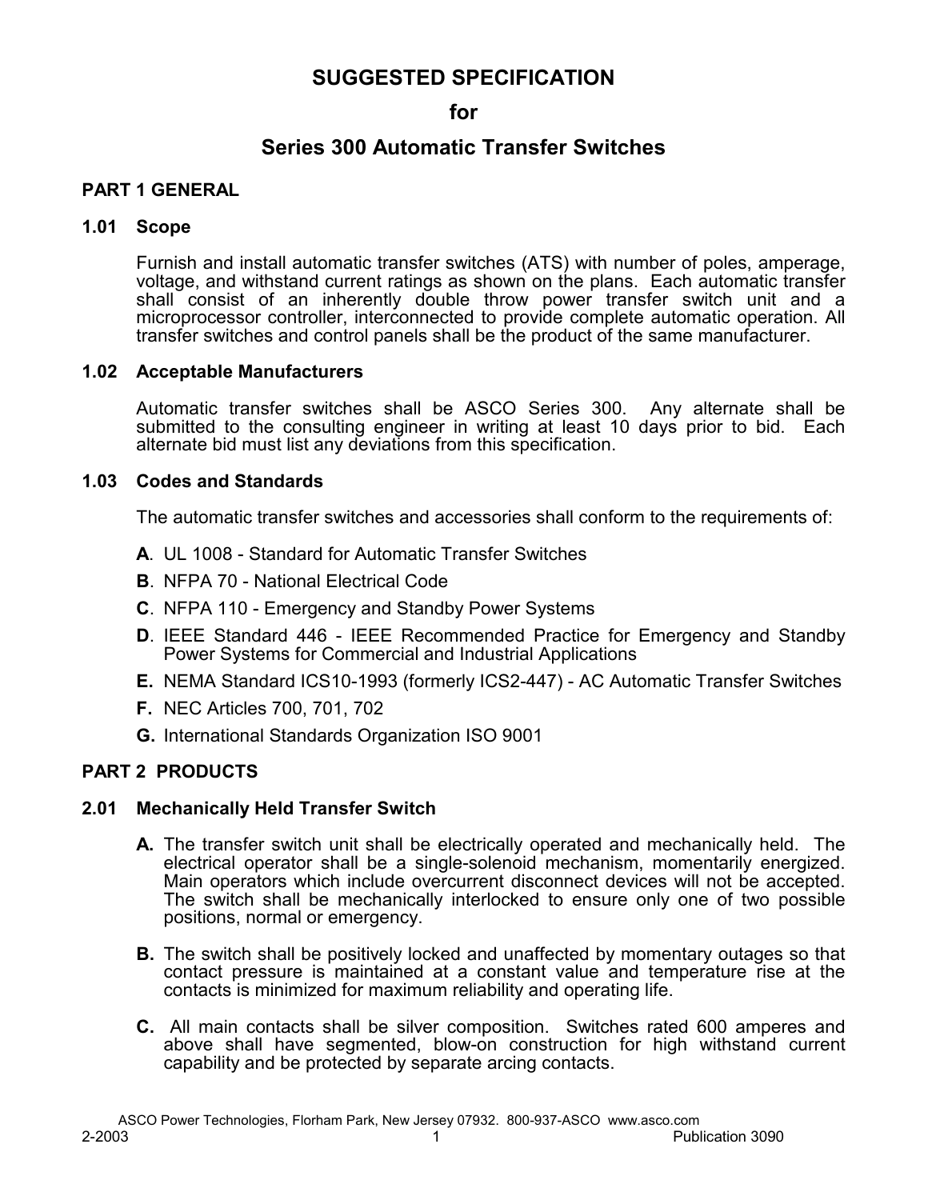# SUGGESTED SPECIFICATION

# for

# Series 300 Automatic Transfer Switches

## PART 1 GENERAL

### 1.01 Scope

Furnish and install automatic transfer switches (ATS) with number of poles, amperage, voltage, and withstand current ratings as shown on the plans. Each automatic transfer shall consist of an inherently double throw power transfer switch unit and a microprocessor controller, interconnected to provide complete automatic operation. All transfer switches and control panels shall be the product of the same manufacturer.

### 1.02 Acceptable Manufacturers

Automatic transfer switches shall be ASCO Series 300. Any alternate shall be submitted to the consulting engineer in writing at least 10 days prior to bid. Each alternate bid must list any deviations from this specification.

### 1.03 Codes and Standards

The automatic transfer switches and accessories shall conform to the requirements of:

**A**. UL 1008 - Standard for Automatic Transfer Switches

**B**. NFPA 70 - National Electrical Code

**C**. NFPA 110 - Emergency and Standby Power Systems

**D**. IEEE Standard 446 - IEEE Recommended Practice for Emergency and Standby Power Systems for Commercial and Industrial Applications

**E.** NEMA Standard ICS10-1993 (formerly ICS2-447) - AC Automatic Transfer Switches

**F.** NEC Articles 700, 701, 702

**G.** International Standards Organization ISO 9001

## PART 2 PRODUCTS

### 2.01 Mechanically Held Transfer Switch

**A.** The transfer switch unit shall be electrically operated and mechanically held. The electrical operator shall be a single-solenoid mechanism, momentarily energized. Main operators which include overcurrent disconnect devices will not be accepted. The switch shall be mechanically interlocked to ensure only one of two possible positions, normal or emergency.

**B.** The switch shall be positively locked and unaffected by momentary outages so that contact pressure is maintained at a constant value and temperature rise at the contacts is minimized for maximum reliability and operating life.

**C.** All main contacts shall be silver composition. Switches rated 600 amperes and above shall have segmented, blow-on construction for high withstand current capability and be protected by separate arcing contacts.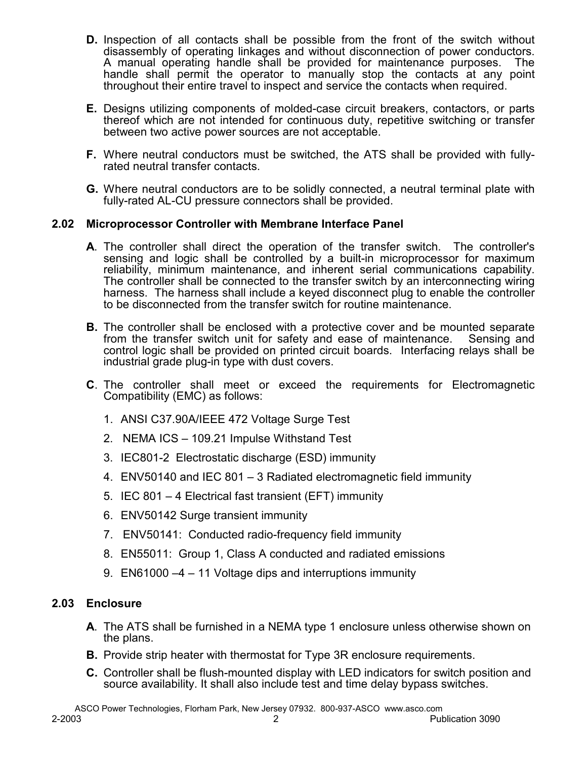**D.** Inspection of all contacts shall be possible from the front of the switch without disassembly of operating linkages and without disconnection of power conductors. A manual operating handle shall be provided for maintenance purposes. The handle shall permit the operator to manually stop the contacts at any point throughout their entire travel to inspect and service the contacts when required.

**E.** Designs utilizing components of molded-case circuit breakers, contactors, or parts thereof which are not intended for continuous duty, repetitive switching or transfer between two active power sources are not acceptable.

**F.** Where neutral conductors must be switched, the ATS shall be provided with fully-rated neutral transfer contacts.

**G.** Where neutral conductors are to be solidly connected, a neutral terminal plate with fully-rated AL-CU pressure connectors shall be provided.

## 2.02 Microprocessor Controller with Membrane Interface Panel

**A**. The controller shall direct the operation of the transfer switch. The controller's sensing and logic shall be controlled by a built-in microprocessor for maximum reliability, minimum maintenance, and inherent serial communications capability. The controller shall be connected to the transfer switch by an interconnecting wiring harness. The harness shall include a keyed disconnect plug to enable the controller to be disconnected from the transfer switch for routine maintenance.

**B.** The controller shall be enclosed with a protective cover and be mounted separate from the transfer switch unit for safety and ease of maintenance. Sensing and control logic shall be provided on printed circuit boards. Interfacing relays shall be industrial grade plug-in type with dust covers.

**C**. The controller shall meet or exceed the requirements for Electromagnetic Compatibility (EMC) as follows:

1. ANSI C37.90A/IEEE 472 Voltage Surge Test
2. NEMA ICS – 109.21 Impulse Withstand Test
3. IEC801-2 Electrostatic discharge (ESD) immunity
4. ENV50140 and IEC 801 – 3 Radiated electromagnetic field immunity
5. IEC 801 – 4 Electrical fast transient (EFT) immunity
6. ENV50142 Surge transient immunity
7. ENV50141: Conducted radio-frequency field immunity
8. EN55011: Group 1, Class A conducted and radiated emissions
9. EN61000 –4 – 11 Voltage dips and interruptions immunity

## 2.03 Enclosure

**A**. The ATS shall be furnished in a NEMA type 1 enclosure unless otherwise shown on the plans.

**B.** Provide strip heater with thermostat for Type 3R enclosure requirements.

**C.** Controller shall be flush-mounted display with LED indicators for switch position and source availability. It shall also include test and time delay bypass switches.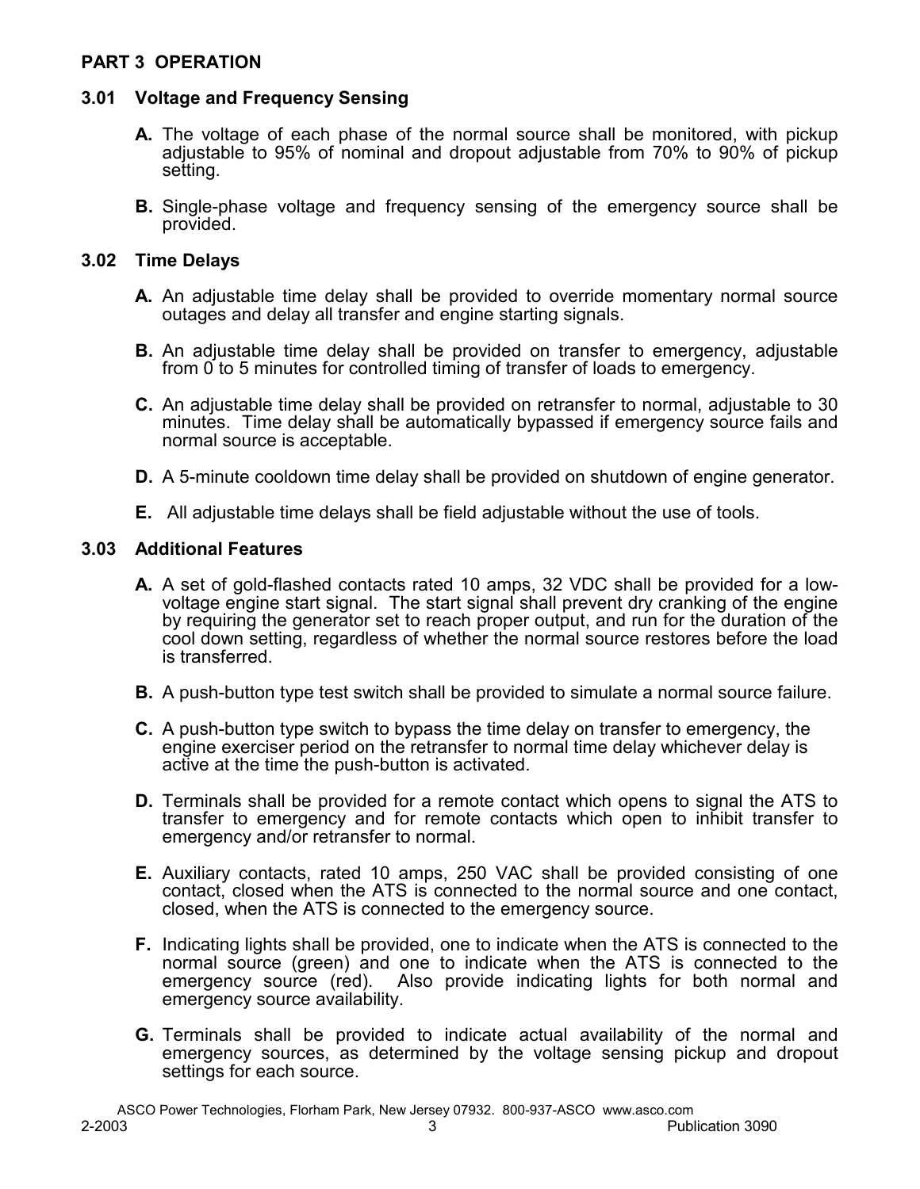## PART 3 OPERATION

### 3.01 Voltage and Frequency Sensing

**A.** The voltage of each phase of the normal source shall be monitored, with pickup adjustable to 95% of nominal and dropout adjustable from 70% to 90% of pickup setting.

**B.** Single-phase voltage and frequency sensing of the emergency source shall be provided.

### 3.02 Time Delays

**A.** An adjustable time delay shall be provided to override momentary normal source outages and delay all transfer and engine starting signals.

**B.** An adjustable time delay shall be provided on transfer to emergency, adjustable from 0 to 5 minutes for controlled timing of transfer of loads to emergency.

**C.** An adjustable time delay shall be provided on retransfer to normal, adjustable to 30 minutes. Time delay shall be automatically bypassed if emergency source fails and normal source is acceptable.

**D.** A 5-minute cooldown time delay shall be provided on shutdown of engine generator.

**E.** All adjustable time delays shall be field adjustable without the use of tools.

### 3.03 Additional Features

**A.** A set of gold-flashed contacts rated 10 amps, 32 VDC shall be provided for a low-voltage engine start signal. The start signal shall prevent dry cranking of the engine by requiring the generator set to reach proper output, and run for the duration of the cool down setting, regardless of whether the normal source restores before the load is transferred.

**B.** A push-button type test switch shall be provided to simulate a normal source failure.

**C.** A push-button type switch to bypass the time delay on transfer to emergency, the engine exerciser period on the retransfer to normal time delay whichever delay is active at the time the push-button is activated.

**D.** Terminals shall be provided for a remote contact which opens to signal the ATS to transfer to emergency and for remote contacts which open to inhibit transfer to emergency and/or retransfer to normal.

**E.** Auxiliary contacts, rated 10 amps, 250 VAC shall be provided consisting of one contact, closed when the ATS is connected to the normal source and one contact, closed, when the ATS is connected to the emergency source.

**F.** Indicating lights shall be provided, one to indicate when the ATS is connected to the normal source (green) and one to indicate when the ATS is connected to the emergency source (red). Also provide indicating lights for both normal and emergency source availability.

**G.** Terminals shall be provided to indicate actual availability of the normal and emergency sources, as determined by the voltage sensing pickup and dropout settings for each source.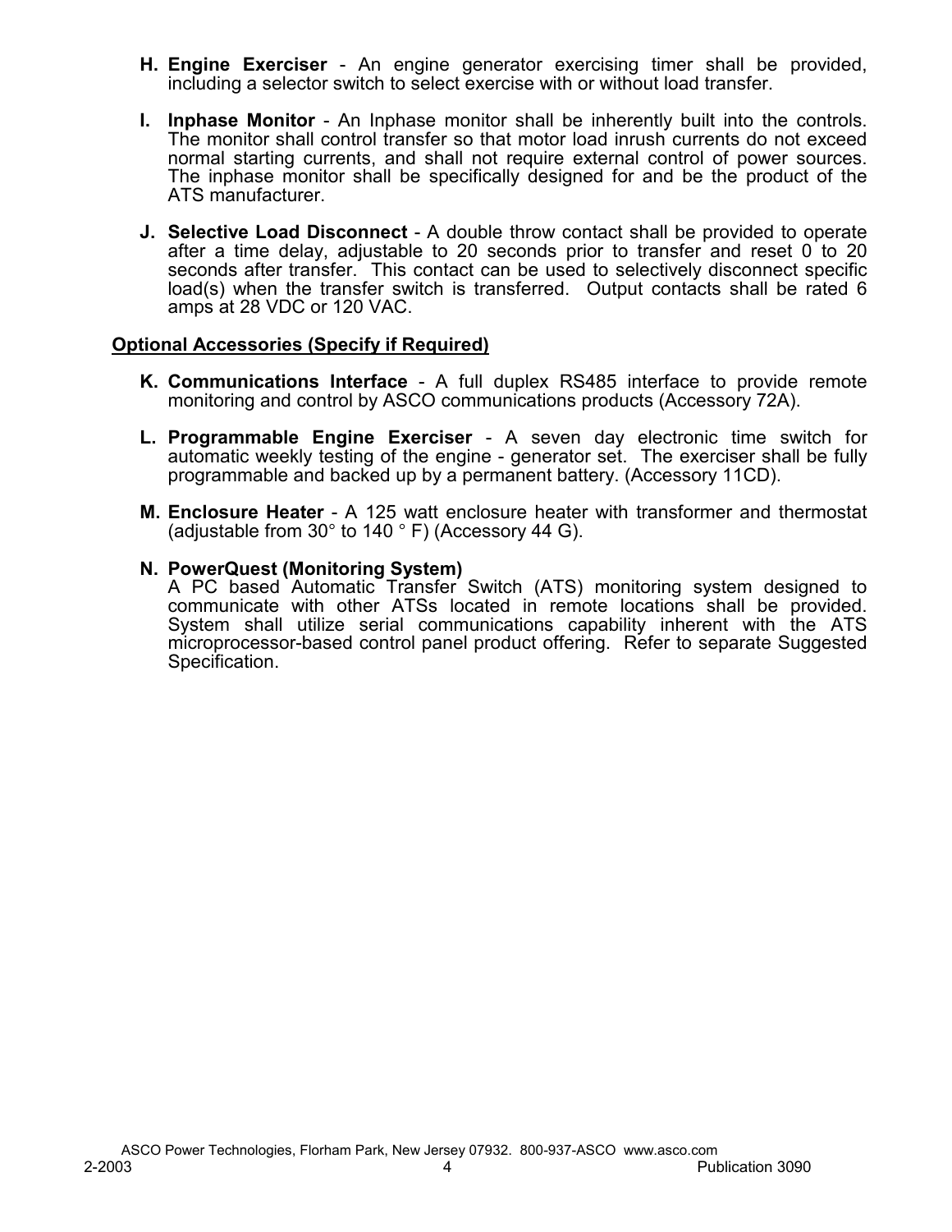H. **Engine Exerciser** - An engine generator exercising timer shall be provided, including a selector switch to select exercise with or without load transfer.

I. **Inphase Monitor** - An Inphase monitor shall be inherently built into the controls. The monitor shall control transfer so that motor load inrush currents do not exceed normal starting currents, and shall not require external control of power sources. The inphase monitor shall be specifically designed for and be the product of the ATS manufacturer.

J. **Selective Load Disconnect** - A double throw contact shall be provided to operate after a time delay, adjustable to 20 seconds prior to transfer and reset 0 to 20 seconds after transfer. This contact can be used to selectively disconnect specific load(s) when the transfer switch is transferred. Output contacts shall be rated 6 amps at 28 VDC or 120 VAC.

**Optional Accessories (Specify if Required)**

K. **Communications Interface** - A full duplex RS485 interface to provide remote monitoring and control by ASCO communications products (Accessory 72A).

L. **Programmable Engine Exerciser** - A seven day electronic time switch for automatic weekly testing of the engine - generator set. The exerciser shall be fully programmable and backed up by a permanent battery. (Accessory 11CD).

M. **Enclosure Heater** - A 125 watt enclosure heater with transformer and thermostat (adjustable from 30° to 140 ° F) (Accessory 44 G).

N. **PowerQuest (Monitoring System)**
A PC based Automatic Transfer Switch (ATS) monitoring system designed to communicate with other ATSs located in remote locations shall be provided. System shall utilize serial communications capability inherent with the ATS microprocessor-based control panel product offering. Refer to separate Suggested Specification.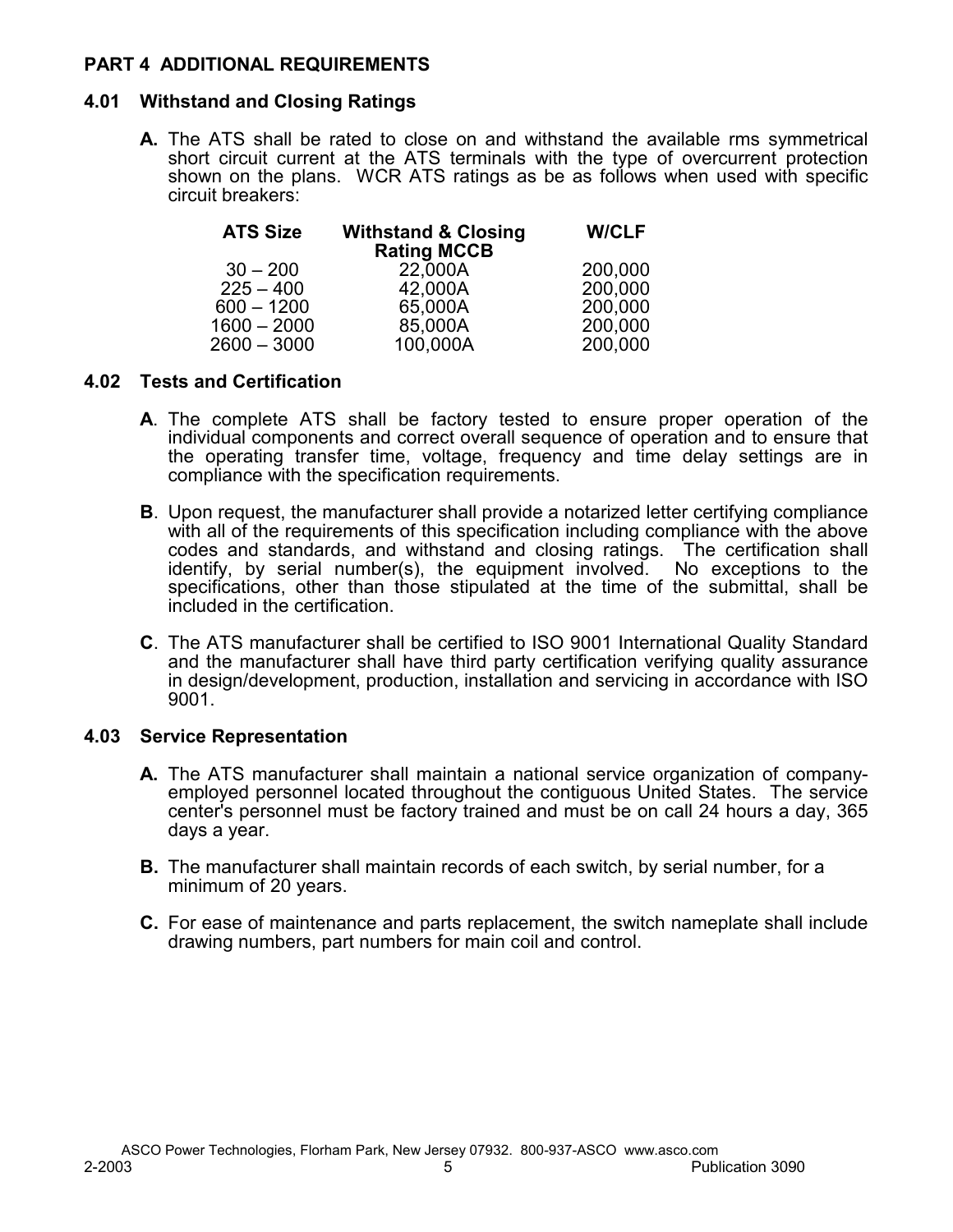## PART 4 ADDITIONAL REQUIREMENTS

### 4.01 Withstand and Closing Ratings

**A.** The ATS shall be rated to close on and withstand the available rms symmetrical short circuit current at the ATS terminals with the type of overcurrent protection shown on the plans. WCR ATS ratings as be as follows when used with specific circuit breakers:

| ATS Size | Withstand & Closing Rating MCCB | W/CLF |
|---|---|---|
| 30 – 200 | 22,000A | 200,000 |
| 225 – 400 | 42,000A | 200,000 |
| 600 – 1200 | 65,000A | 200,000 |
| 1600 – 2000 | 85,000A | 200,000 |
| 2600 – 3000 | 100,000A | 200,000 |

### 4.02 Tests and Certification

**A**. The complete ATS shall be factory tested to ensure proper operation of the individual components and correct overall sequence of operation and to ensure that the operating transfer time, voltage, frequency and time delay settings are in compliance with the specification requirements.

**B**. Upon request, the manufacturer shall provide a notarized letter certifying compliance with all of the requirements of this specification including compliance with the above codes and standards, and withstand and closing ratings. The certification shall identify, by serial number(s), the equipment involved. No exceptions to the specifications, other than those stipulated at the time of the submittal, shall be included in the certification.

**C**. The ATS manufacturer shall be certified to ISO 9001 International Quality Standard and the manufacturer shall have third party certification verifying quality assurance in design/development, production, installation and servicing in accordance with ISO 9001.

### 4.03 Service Representation

**A.** The ATS manufacturer shall maintain a national service organization of company-employed personnel located throughout the contiguous United States. The service center's personnel must be factory trained and must be on call 24 hours a day, 365 days a year.

**B.** The manufacturer shall maintain records of each switch, by serial number, for a minimum of 20 years.

**C.** For ease of maintenance and parts replacement, the switch nameplate shall include drawing numbers, part numbers for main coil and control.